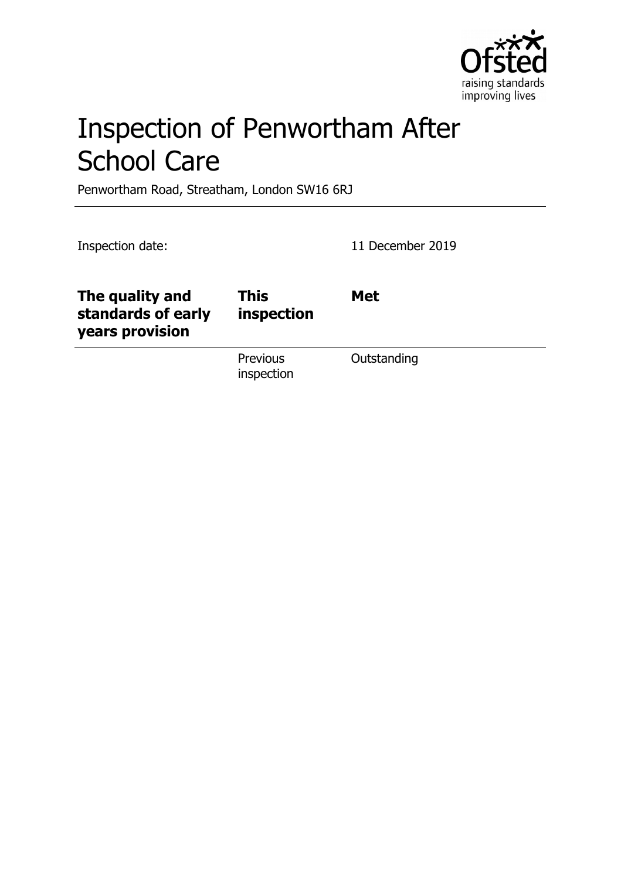# Inspection of Penwortham After School Care

Penwortham Road, Streatham, London SW16 6RJ

Inspection date: 11 December 2019

| **The quality and standards of early years provision** | **This inspection** | **Met** |
| --- | --- | --- |
| | Previous inspection | Outstanding |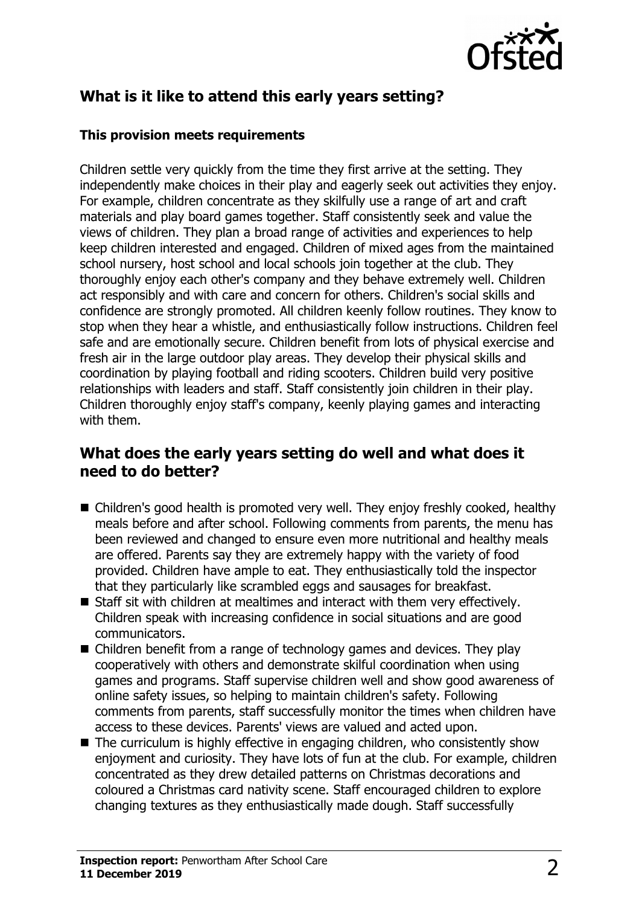## What is it like to attend this early years setting?

### This provision meets requirements

Children settle very quickly from the time they first arrive at the setting. They independently make choices in their play and eagerly seek out activities they enjoy. For example, children concentrate as they skilfully use a range of art and craft materials and play board games together. Staff consistently seek and value the views of children. They plan a broad range of activities and experiences to help keep children interested and engaged. Children of mixed ages from the maintained school nursery, host school and local schools join together at the club. They thoroughly enjoy each other's company and they behave extremely well. Children act responsibly and with care and concern for others. Children's social skills and confidence are strongly promoted. All children keenly follow routines. They know to stop when they hear a whistle, and enthusiastically follow instructions. Children feel safe and are emotionally secure. Children benefit from lots of physical exercise and fresh air in the large outdoor play areas. They develop their physical skills and coordination by playing football and riding scooters. Children build very positive relationships with leaders and staff. Staff consistently join children in their play. Children thoroughly enjoy staff's company, keenly playing games and interacting with them.

## What does the early years setting do well and what does it need to do better?

- Children's good health is promoted very well. They enjoy freshly cooked, healthy meals before and after school. Following comments from parents, the menu has been reviewed and changed to ensure even more nutritional and healthy meals are offered. Parents say they are extremely happy with the variety of food provided. Children have ample to eat. They enthusiastically told the inspector that they particularly like scrambled eggs and sausages for breakfast.
- Staff sit with children at mealtimes and interact with them very effectively. Children speak with increasing confidence in social situations and are good communicators.
- Children benefit from a range of technology games and devices. They play cooperatively with others and demonstrate skilful coordination when using games and programs. Staff supervise children well and show good awareness of online safety issues, so helping to maintain children's safety. Following comments from parents, staff successfully monitor the times when children have access to these devices. Parents' views are valued and acted upon.
- The curriculum is highly effective in engaging children, who consistently show enjoyment and curiosity. They have lots of fun at the club. For example, children concentrated as they drew detailed patterns on Christmas decorations and coloured a Christmas card nativity scene. Staff encouraged children to explore changing textures as they enthusiastically made dough. Staff successfully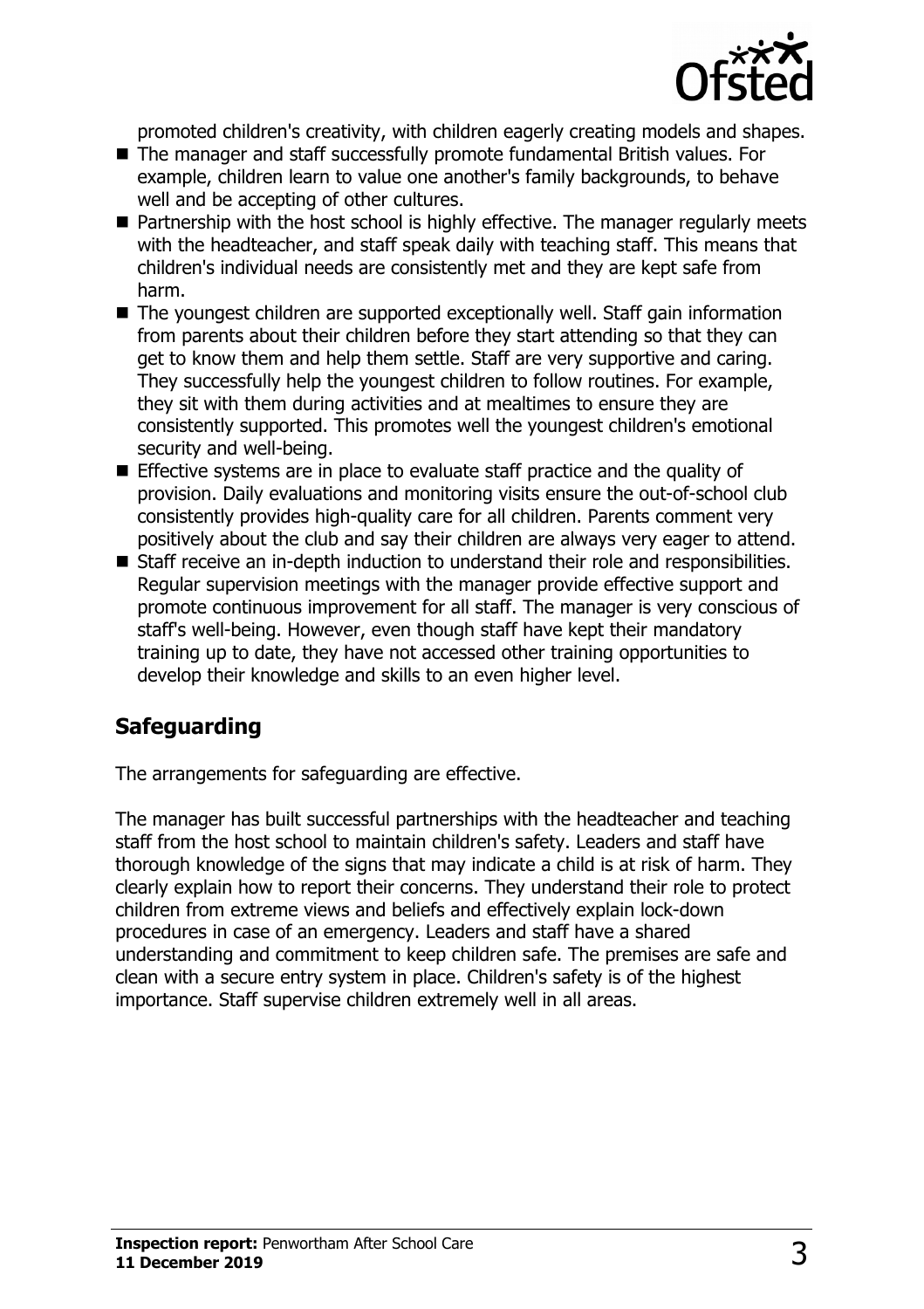promoted children's creativity, with children eagerly creating models and shapes.

- The manager and staff successfully promote fundamental British values. For example, children learn to value one another's family backgrounds, to behave well and be accepting of other cultures.
- Partnership with the host school is highly effective. The manager regularly meets with the headteacher, and staff speak daily with teaching staff. This means that children's individual needs are consistently met and they are kept safe from harm.
- The youngest children are supported exceptionally well. Staff gain information from parents about their children before they start attending so that they can get to know them and help them settle. Staff are very supportive and caring. They successfully help the youngest children to follow routines. For example, they sit with them during activities and at mealtimes to ensure they are consistently supported. This promotes well the youngest children's emotional security and well-being.
- Effective systems are in place to evaluate staff practice and the quality of provision. Daily evaluations and monitoring visits ensure the out-of-school club consistently provides high-quality care for all children. Parents comment very positively about the club and say their children are always very eager to attend.
- Staff receive an in-depth induction to understand their role and responsibilities. Regular supervision meetings with the manager provide effective support and promote continuous improvement for all staff. The manager is very conscious of staff's well-being. However, even though staff have kept their mandatory training up to date, they have not accessed other training opportunities to develop their knowledge and skills to an even higher level.

## Safeguarding

The arrangements for safeguarding are effective.

The manager has built successful partnerships with the headteacher and teaching staff from the host school to maintain children's safety. Leaders and staff have thorough knowledge of the signs that may indicate a child is at risk of harm. They clearly explain how to report their concerns. They understand their role to protect children from extreme views and beliefs and effectively explain lock-down procedures in case of an emergency. Leaders and staff have a shared understanding and commitment to keep children safe. The premises are safe and clean with a secure entry system in place. Children's safety is of the highest importance. Staff supervise children extremely well in all areas.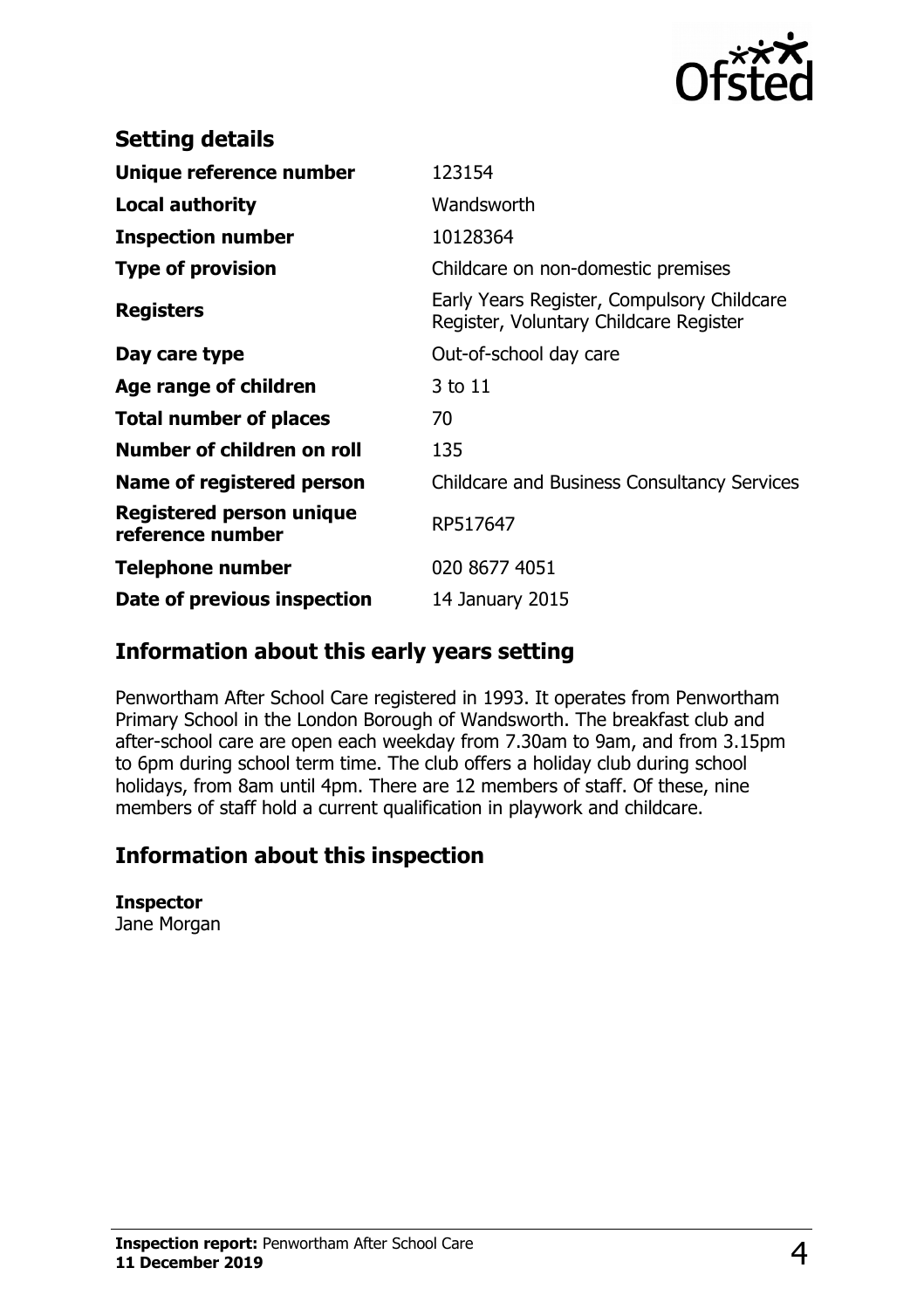## Setting details

| | |
|---|---|
| **Unique reference number** | 123154 |
| **Local authority** | Wandsworth |
| **Inspection number** | 10128364 |
| **Type of provision** | Childcare on non-domestic premises |
| **Registers** | Early Years Register, Compulsory Childcare Register, Voluntary Childcare Register |
| **Day care type** | Out-of-school day care |
| **Age range of children** | 3 to 11 |
| **Total number of places** | 70 |
| **Number of children on roll** | 135 |
| **Name of registered person** | Childcare and Business Consultancy Services |
| **Registered person unique reference number** | RP517647 |
| **Telephone number** | 020 8677 4051 |
| **Date of previous inspection** | 14 January 2015 |

## Information about this early years setting

Penwortham After School Care registered in 1993. It operates from Penwortham Primary School in the London Borough of Wandsworth. The breakfast club and after-school care are open each weekday from 7.30am to 9am, and from 3.15pm to 6pm during school term time. The club offers a holiday club during school holidays, from 8am until 4pm. There are 12 members of staff. Of these, nine members of staff hold a current qualification in playwork and childcare.

## Information about this inspection

**Inspector**
Jane Morgan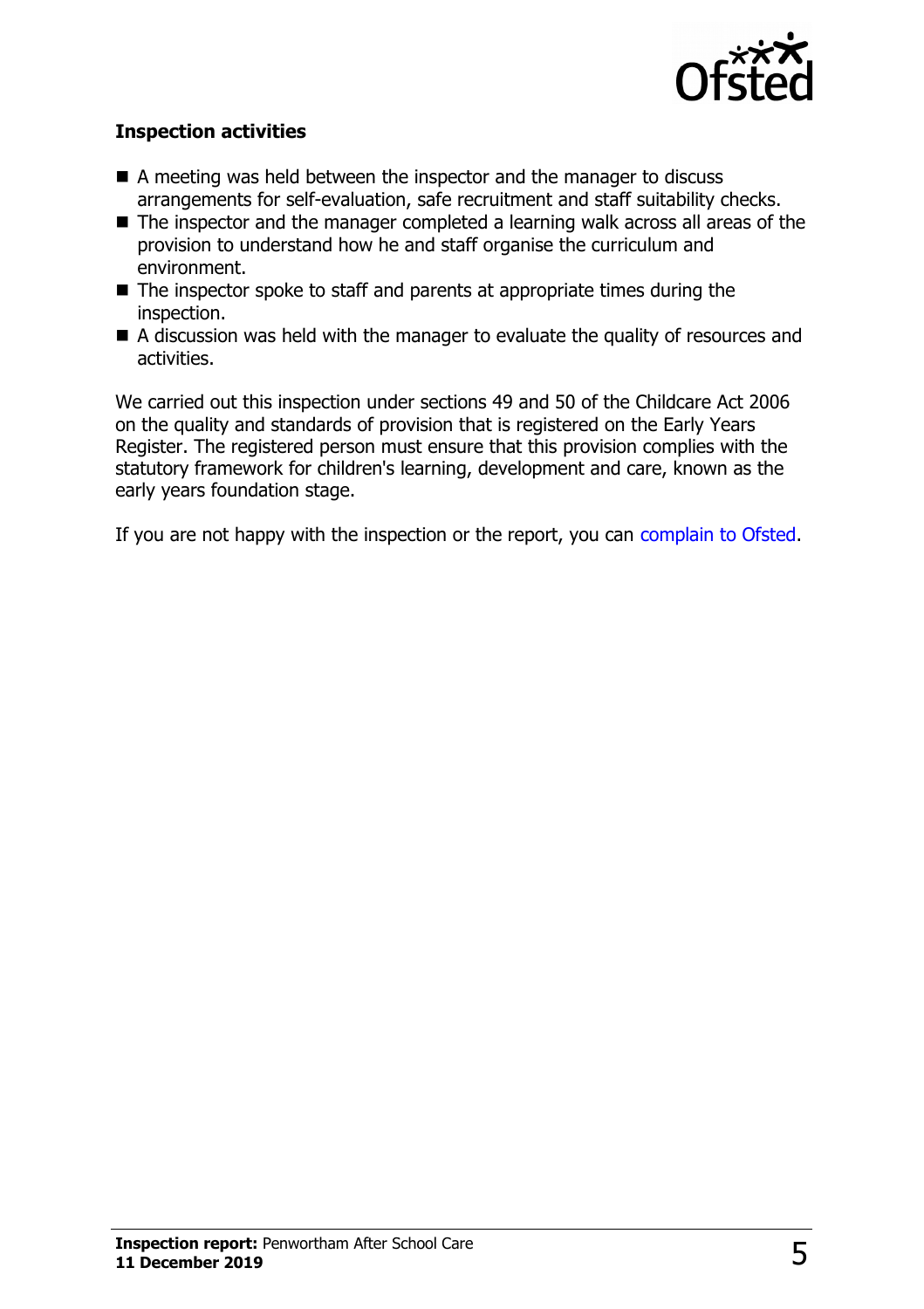### Inspection activities

- A meeting was held between the inspector and the manager to discuss arrangements for self-evaluation, safe recruitment and staff suitability checks.
- The inspector and the manager completed a learning walk across all areas of the provision to understand how he and staff organise the curriculum and environment.
- The inspector spoke to staff and parents at appropriate times during the inspection.
- A discussion was held with the manager to evaluate the quality of resources and activities.

We carried out this inspection under sections 49 and 50 of the Childcare Act 2006 on the quality and standards of provision that is registered on the Early Years Register. The registered person must ensure that this provision complies with the statutory framework for children's learning, development and care, known as the early years foundation stage.

If you are not happy with the inspection or the report, you can complain to Ofsted.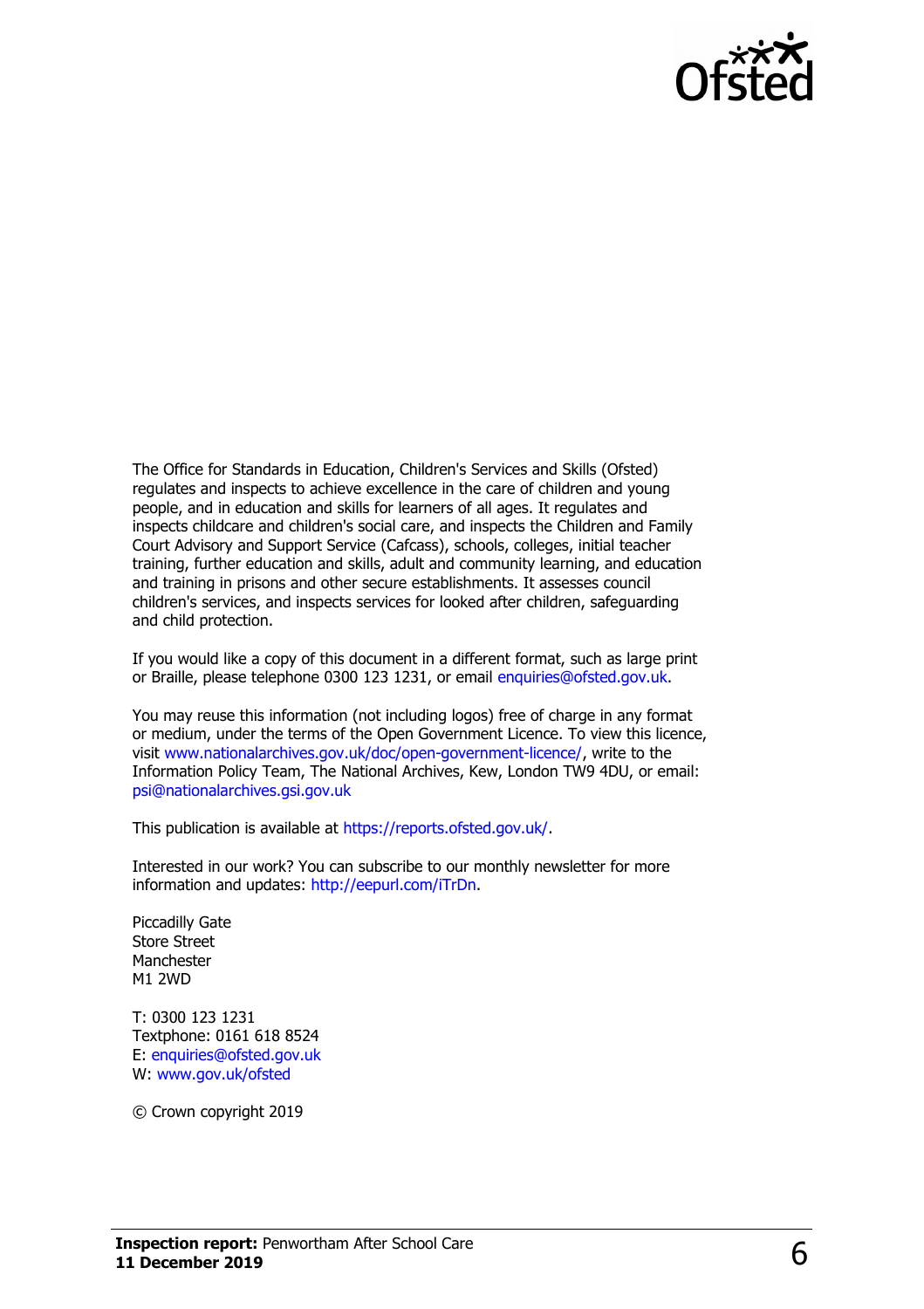The Office for Standards in Education, Children's Services and Skills (Ofsted) regulates and inspects to achieve excellence in the care of children and young people, and in education and skills for learners of all ages. It regulates and inspects childcare and children's social care, and inspects the Children and Family Court Advisory and Support Service (Cafcass), schools, colleges, initial teacher training, further education and skills, adult and community learning, and education and training in prisons and other secure establishments. It assesses council children's services, and inspects services for looked after children, safeguarding and child protection.

If you would like a copy of this document in a different format, such as large print or Braille, please telephone 0300 123 1231, or email enquiries@ofsted.gov.uk.

You may reuse this information (not including logos) free of charge in any format or medium, under the terms of the Open Government Licence. To view this licence, visit www.nationalarchives.gov.uk/doc/open-government-licence/, write to the Information Policy Team, The National Archives, Kew, London TW9 4DU, or email: psi@nationalarchives.gsi.gov.uk

This publication is available at https://reports.ofsted.gov.uk/.

Interested in our work? You can subscribe to our monthly newsletter for more information and updates: http://eepurl.com/iTrDn.

Piccadilly Gate
Store Street
Manchester
M1 2WD

T: 0300 123 1231
Textphone: 0161 618 8524
E: enquiries@ofsted.gov.uk
W: www.gov.uk/ofsted

© Crown copyright 2019